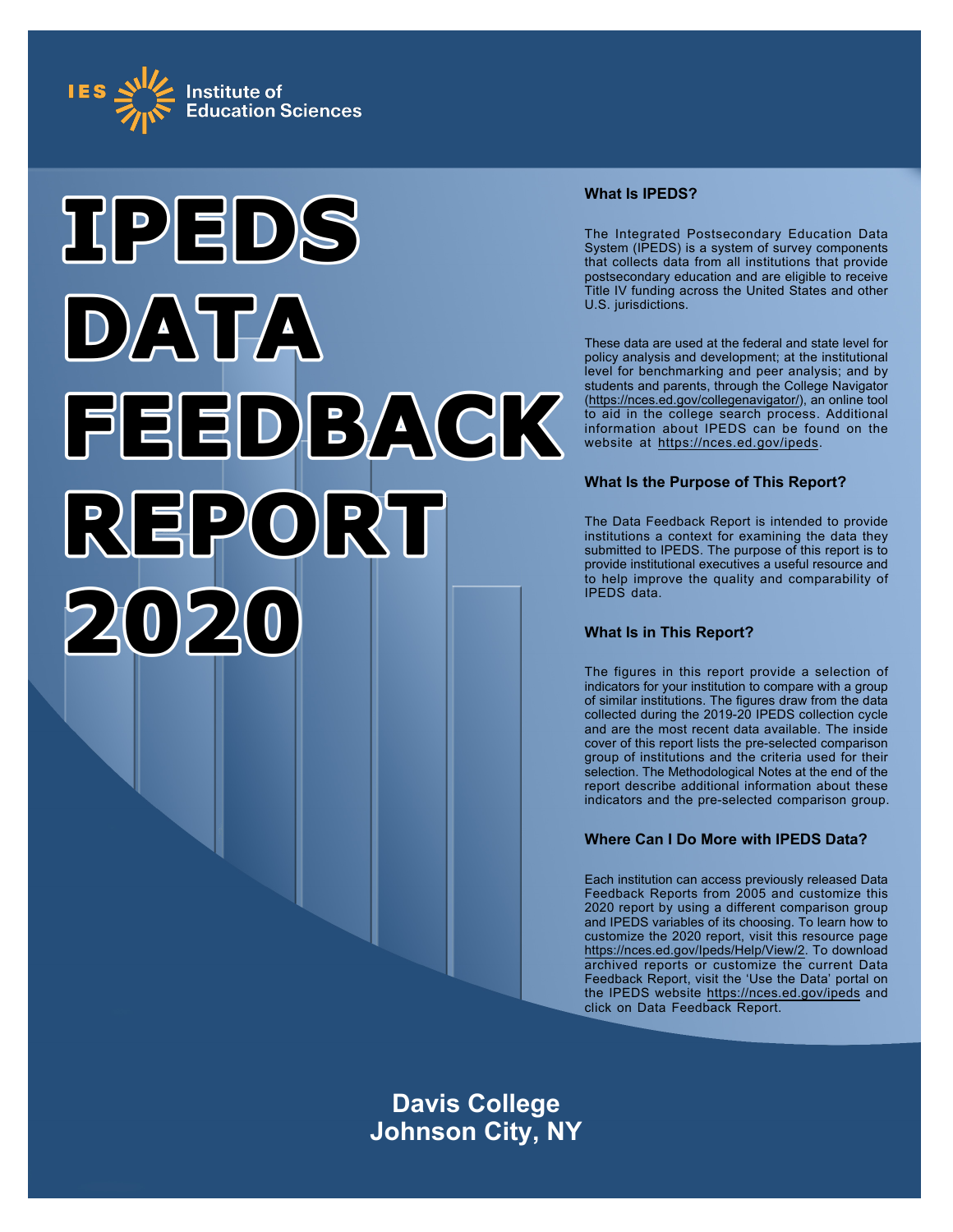IES Institute of Education Sciences

# IPEDS DATA FEEDBACK REPORT 2020

### What Is IPEDS?

The Integrated Postsecondary Education Data System (IPEDS) is a system of survey components that collects data from all institutions that provide postsecondary education and are eligible to receive Title IV funding across the United States and other U.S. jurisdictions.

These data are used at the federal and state level for policy analysis and development; at the institutional level for benchmarking and peer analysis; and by students and parents, through the College Navigator (https://nces.ed.gov/collegenavigator/), an online tool to aid in the college search process. Additional information about IPEDS can be found on the website at https://nces.ed.gov/ipeds.

### What Is the Purpose of This Report?

The Data Feedback Report is intended to provide institutions a context for examining the data they submitted to IPEDS. The purpose of this report is to provide institutional executives a useful resource and to help improve the quality and comparability of IPEDS data.

### What Is in This Report?

The figures in this report provide a selection of indicators for your institution to compare with a group of similar institutions. The figures draw from the data collected during the 2019-20 IPEDS collection cycle and are the most recent data available. The inside cover of this report lists the pre-selected comparison group of institutions and the criteria used for their selection. The Methodological Notes at the end of the report describe additional information about these indicators and the pre-selected comparison group.

### Where Can I Do More with IPEDS Data?

Each institution can access previously released Data Feedback Reports from 2005 and customize this 2020 report by using a different comparison group and IPEDS variables of its choosing. To learn how to customize the 2020 report, visit this resource page https://nces.ed.gov/Ipeds/Help/View/2. To download archived reports or customize the current Data Feedback Report, visit the 'Use the Data' portal on the IPEDS website https://nces.ed.gov/ipeds and click on Data Feedback Report.

**Davis College**
**Johnson City, NY**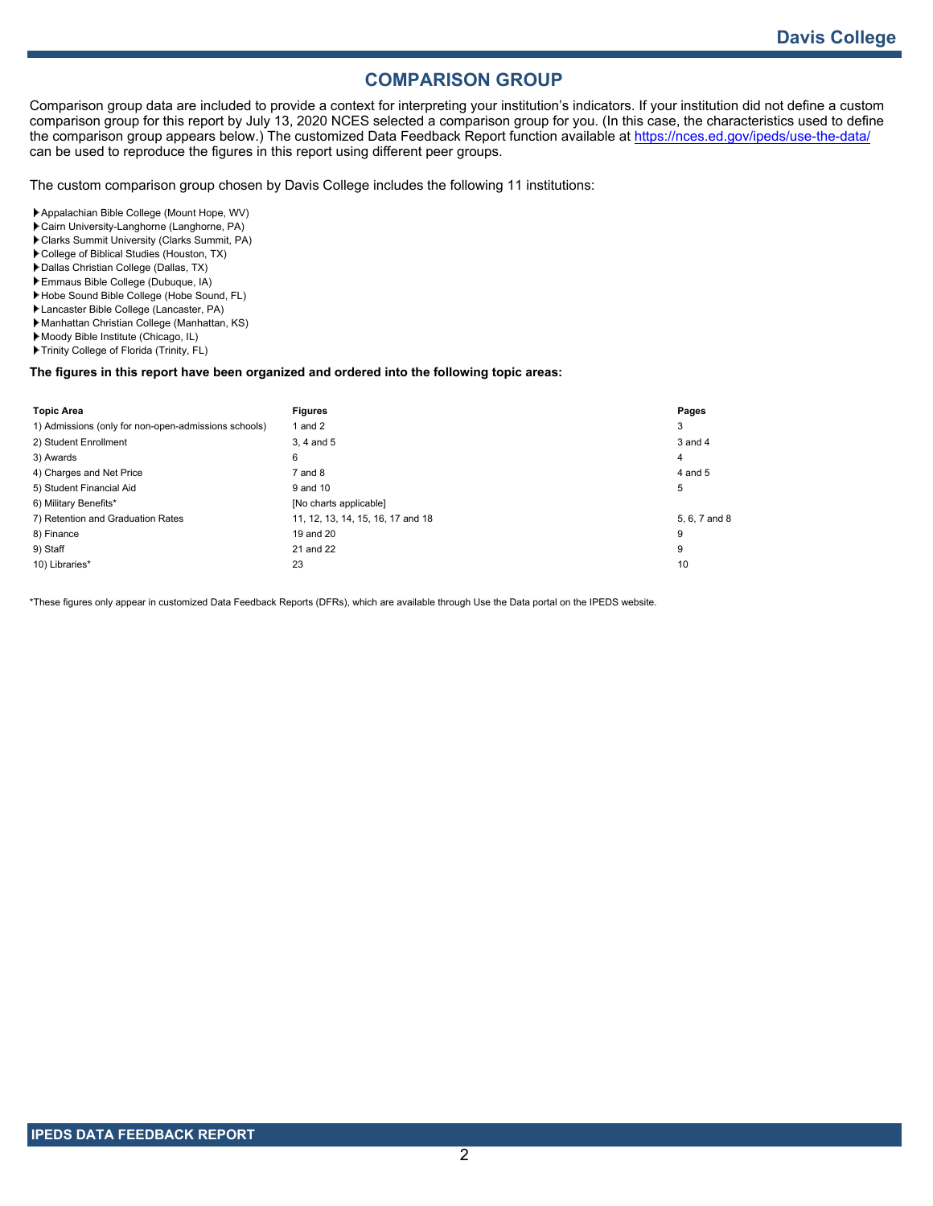# COMPARISON GROUP

Comparison group data are included to provide a context for interpreting your institution's indicators. If your institution did not define a custom comparison group for this report by July 13, 2020 NCES selected a comparison group for you. (In this case, the characteristics used to define the comparison group appears below.) The customized Data Feedback Report function available at https://nces.ed.gov/ipeds/use-the-data/ can be used to reproduce the figures in this report using different peer groups.

The custom comparison group chosen by Davis College includes the following 11 institutions:

- Appalachian Bible College (Mount Hope, WV)
- Cairn University-Langhorne (Langhorne, PA)
- Clarks Summit University (Clarks Summit, PA)
- College of Biblical Studies (Houston, TX)
- Dallas Christian College (Dallas, TX)
- Emmaus Bible College (Dubuque, IA)
- Hobe Sound Bible College (Hobe Sound, FL)
- Lancaster Bible College (Lancaster, PA)
- Manhattan Christian College (Manhattan, KS)
- Moody Bible Institute (Chicago, IL)
- Trinity College of Florida (Trinity, FL)

**The figures in this report have been organized and ordered into the following topic areas:**

| Topic Area | Figures | Pages |
|---|---|---|
| 1) Admissions (only for non-open-admissions schools) | 1 and 2 | 3 |
| 2) Student Enrollment | 3, 4 and 5 | 3 and 4 |
| 3) Awards | 6 | 4 |
| 4) Charges and Net Price | 7 and 8 | 4 and 5 |
| 5) Student Financial Aid | 9 and 10 | 5 |
| 6) Military Benefits* | [No charts applicable] | |
| 7) Retention and Graduation Rates | 11, 12, 13, 14, 15, 16, 17 and 18 | 5, 6, 7 and 8 |
| 8) Finance | 19 and 20 | 9 |
| 9) Staff | 21 and 22 | 9 |
| 10) Libraries* | 23 | 10 |

*These figures only appear in customized Data Feedback Reports (DFRs), which are available through Use the Data portal on the IPEDS website.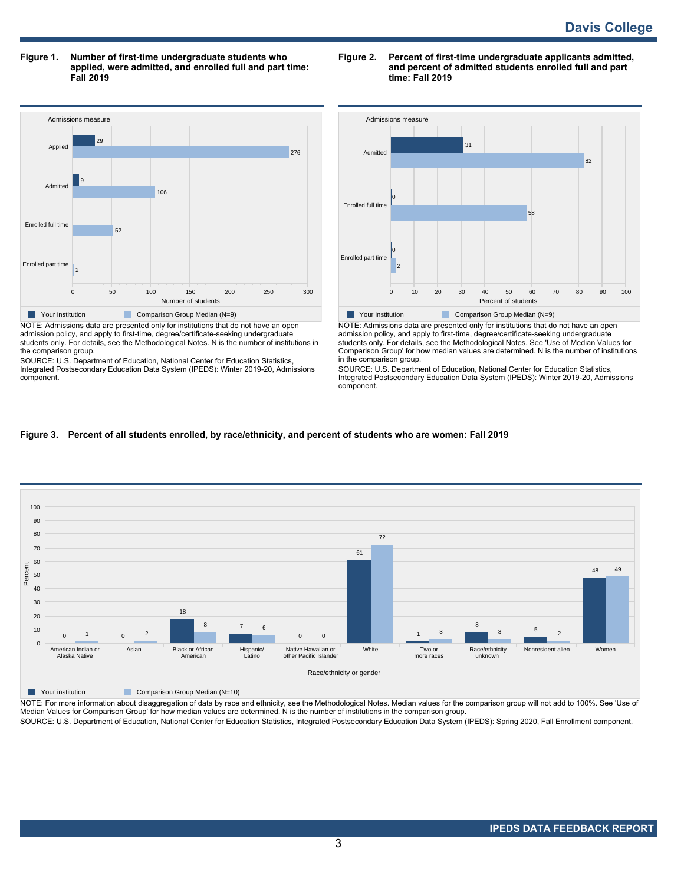**Figure 1. Number of first-time undergraduate students who applied, were admitted, and enrolled full and part time: Fall 2019**

| Admissions measure | Your institution | Comparison Group Median (N=9) |
|---|---|---|
| Applied | 29 | 276 |
| Admitted | 9 | 106 |
| Enrolled full time | | 52 |
| Enrolled part time | | 2 |

Number of students

NOTE: Admissions data are presented only for institutions that do not have an open admission policy, and apply to first-time, degree/certificate-seeking undergraduate students only. For details, see the Methodological Notes. N is the number of institutions in the comparison group.

SOURCE: U.S. Department of Education, National Center for Education Statistics, Integrated Postsecondary Education Data System (IPEDS): Winter 2019-20, Admissions component.

**Figure 2. Percent of first-time undergraduate applicants admitted, and percent of admitted students enrolled full and part time: Fall 2019**

| Admissions measure | Your institution | Comparison Group Median (N=9) |
|---|---|---|
| Admitted | 31 | 82 |
| Enrolled full time | 0 | 58 |
| Enrolled part time | 0 | 2 |

Percent of students

NOTE: Admissions data are presented only for institutions that do not have an open admission policy, and apply to first-time, degree/certificate-seeking undergraduate students only. For details, see the Methodological Notes. See 'Use of Median Values for Comparison Group' for how median values are determined. N is the number of institutions in the comparison group.

SOURCE: U.S. Department of Education, National Center for Education Statistics, Integrated Postsecondary Education Data System (IPEDS): Winter 2019-20, Admissions component.

**Figure 3. Percent of all students enrolled, by race/ethnicity, and percent of students who are women: Fall 2019**

| Race/ethnicity or gender | Your institution | Comparison Group Median (N=10) |
|---|---|---|
| American Indian or Alaska Native | 0 | 1 |
| Asian | 0 | 2 |
| Black or African American | 18 | 8 |
| Hispanic/ Latino | 7 | 6 |
| Native Hawaiian or other Pacific Islander | 0 | 0 |
| White | 61 | 72 |
| Two or more races | 1 | 3 |
| Race/ethnicity unknown | 8 | 3 |
| Nonresident alien | 5 | 2 |
| Women | 48 | 49 |

Percent

NOTE: For more information about disaggregation of data by race and ethnicity, see the Methodological Notes. Median values for the comparison group will not add to 100%. See 'Use of Median Values for Comparison Group' for how median values are determined. N is the number of institutions in the comparison group.

SOURCE: U.S. Department of Education, National Center for Education Statistics, Integrated Postsecondary Education Data System (IPEDS): Spring 2020, Fall Enrollment component.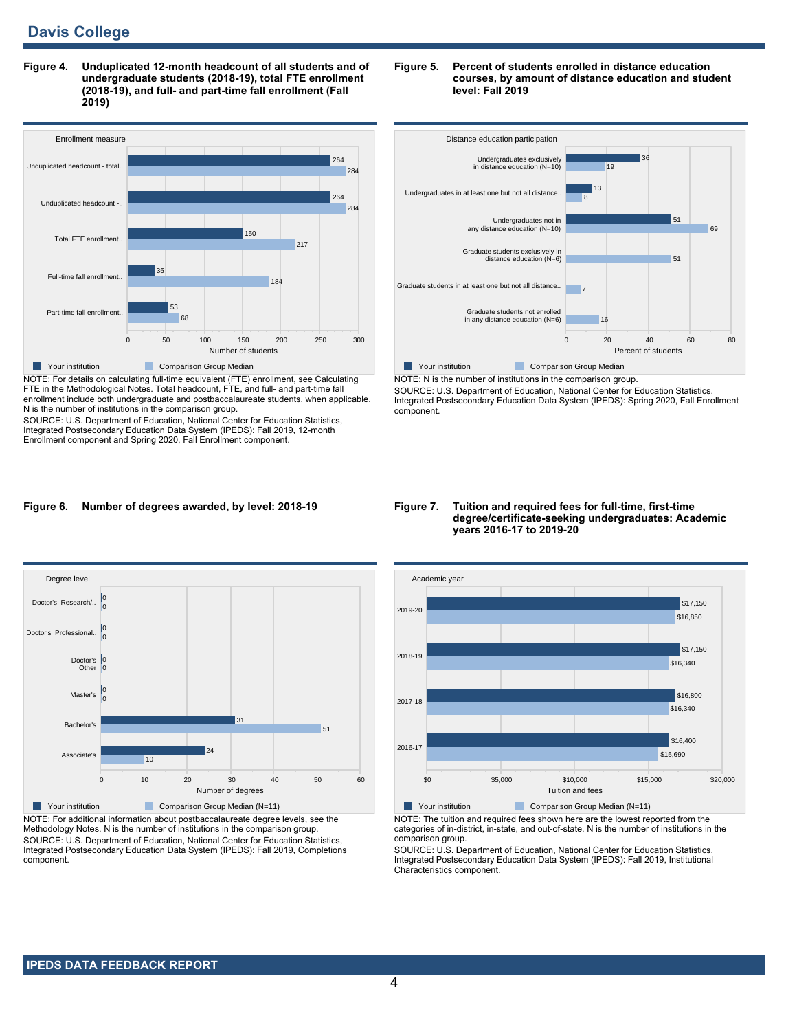# Davis College

**Figure 4. Unduplicated 12-month headcount of all students and of undergraduate students (2018-19), total FTE enrollment (2018-19), and full- and part-time fall enrollment (Fall 2019)**

| Enrollment measure | Your institution | Comparison Group Median |
|---|---|---|
| Unduplicated headcount - total.. | 264 | 284 |
| Unduplicated headcount -.. | 264 | 284 |
| Total FTE enrollment.. | 150 | 217 |
| Full-time fall enrollment.. | 35 | 184 |
| Part-time fall enrollment.. | 53 | 68 |

NOTE: For details on calculating full-time equivalent (FTE) enrollment, see Calculating FTE in the Methodological Notes. Total headcount, FTE, and full- and part-time fall enrollment include both undergraduate and postbaccalaureate students, when applicable. N is the number of institutions in the comparison group.
SOURCE: U.S. Department of Education, National Center for Education Statistics, Integrated Postsecondary Education Data System (IPEDS): Fall 2019, 12-month Enrollment component and Spring 2020, Fall Enrollment component.

**Figure 5. Percent of students enrolled in distance education courses, by amount of distance education and student level: Fall 2019**

| Distance education participation | Your institution | Comparison Group Median |
|---|---|---|
| Undergraduates exclusively in distance education (N=10) | 36 | 19 |
| Undergraduates in at least one but not all distance.. | 13 | 8 |
| Undergraduates not in any distance education (N=10) | 51 | 69 |
| Graduate students exclusively in distance education (N=6) | | 51 |
| Graduate students in at least one but not all distance.. | | 7 |
| Graduate students not enrolled in any distance education (N=6) | | 16 |

NOTE: N is the number of institutions in the comparison group.
SOURCE: U.S. Department of Education, National Center for Education Statistics, Integrated Postsecondary Education Data System (IPEDS): Spring 2020, Fall Enrollment component.

**Figure 6. Number of degrees awarded, by level: 2018-19**

| Degree level | Your institution | Comparison Group Median (N=11) |
|---|---|---|
| Doctor's Research/.. | 0 | 0 |
| Doctor's Professional.. | 0 | 0 |
| Doctor's Other | 0 | 0 |
| Master's | 0 | 0 |
| Bachelor's | 31 | 51 |
| Associate's | 24 | 10 |

NOTE: For additional information about postbaccalaureate degree levels, see the Methodology Notes. N is the number of institutions in the comparison group.
SOURCE: U.S. Department of Education, National Center for Education Statistics, Integrated Postsecondary Education Data System (IPEDS): Fall 2019, Completions component.

**Figure 7. Tuition and required fees for full-time, first-time degree/certificate-seeking undergraduates: Academic years 2016-17 to 2019-20**

| Academic year | Your institution | Comparison Group Median (N=11) |
|---|---|---|
| 2019-20 | $17,150 | $16,850 |
| 2018-19 | $17,150 | $16,340 |
| 2017-18 | $16,800 | $16,340 |
| 2016-17 | $16,400 | $15,690 |

NOTE: The tuition and required fees shown here are the lowest reported from the categories of in-district, in-state, and out-of-state. N is the number of institutions in the comparison group.
SOURCE: U.S. Department of Education, National Center for Education Statistics, Integrated Postsecondary Education Data System (IPEDS): Fall 2019, Institutional Characteristics component.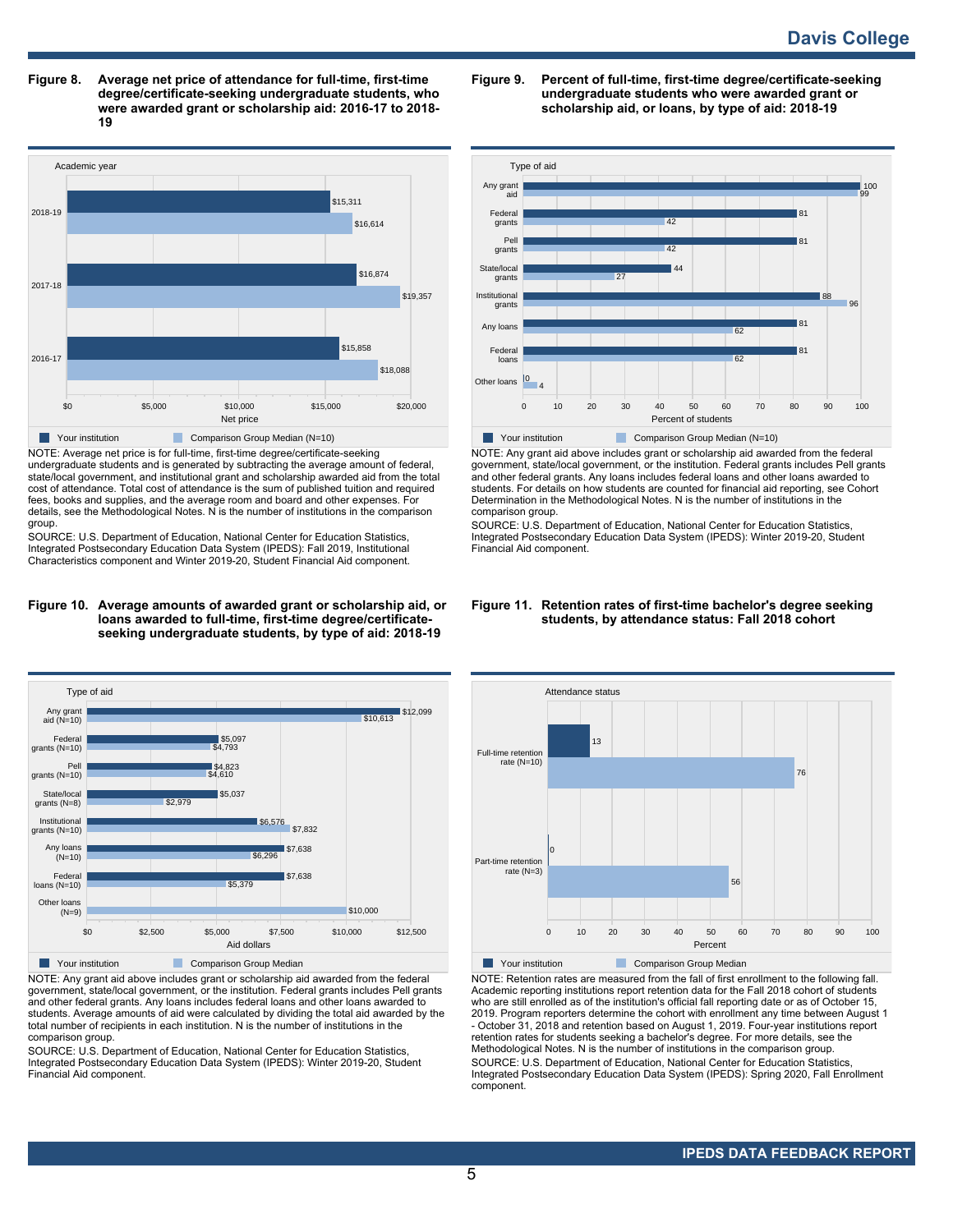## Figure 8. Average net price of attendance for full-time, first-time degree/certificate-seeking undergraduate students, who were awarded grant or scholarship aid: 2016-17 to 2018-19

| Academic year | Your institution | Comparison Group Median (N=10) |
|---|---|---|
| 2018-19 | $15,311 | $16,614 |
| 2017-18 | $16,874 | $19,357 |
| 2016-17 | $15,858 | $18,088 |

NOTE: Average net price is for full-time, first-time degree/certificate-seeking undergraduate students and is generated by subtracting the average amount of federal, state/local government, and institutional grant and scholarship awarded aid from the total cost of attendance. Total cost of attendance is the sum of published tuition and required fees, books and supplies, and the average room and board and other expenses. For details, see the Methodological Notes. N is the number of institutions in the comparison group.

SOURCE: U.S. Department of Education, National Center for Education Statistics, Integrated Postsecondary Education Data System (IPEDS): Fall 2019, Institutional Characteristics component and Winter 2019-20, Student Financial Aid component.

## Figure 9. Percent of full-time, first-time degree/certificate-seeking undergraduate students who were awarded grant or scholarship aid, or loans, by type of aid: 2018-19

| Type of aid | Your institution | Comparison Group Median (N=10) |
|---|---|---|
| Any grant aid | 100 | 99 |
| Federal grants | 81 | 42 |
| Pell grants | 81 | 42 |
| State/local grants | 44 | 27 |
| Institutional grants | 88 | 96 |
| Any loans | 81 | 62 |
| Federal loans | 81 | 62 |
| Other loans | 0 | 4 |

NOTE: Any grant aid above includes grant or scholarship aid awarded from the federal government, state/local government, or the institution. Federal grants includes Pell grants and other federal grants. Any loans includes federal loans and other loans awarded to students. For details on how students are counted for financial aid reporting, see Cohort Determination in the Methodological Notes. N is the number of institutions in the comparison group.

SOURCE: U.S. Department of Education, National Center for Education Statistics, Integrated Postsecondary Education Data System (IPEDS): Winter 2019-20, Student Financial Aid component.

## Figure 10. Average amounts of awarded grant or scholarship aid, or loans awarded to full-time, first-time degree/certificate-seeking undergraduate students, by type of aid: 2018-19

| Type of aid | Your institution | Comparison Group Median |
|---|---|---|
| Any grant aid (N=10) | $12,099 | $10,613 |
| Federal grants (N=10) | $5,097 | $4,793 |
| Pell grants (N=10) | $4,823 | $4,610 |
| State/local grants (N=8) | $5,037 | $2,979 |
| Institutional grants (N=10) | $6,576 | $7,832 |
| Any loans (N=10) | $7,638 | $6,296 |
| Federal loans (N=10) | $7,638 | $5,379 |
| Other loans (N=9) | | $10,000 |

NOTE: Any grant aid above includes grant or scholarship aid awarded from the federal government, state/local government, or the institution. Federal grants includes Pell grants and other federal grants. Any loans includes federal loans and other loans awarded to students. Average amounts of aid were calculated by dividing the total aid awarded by the total number of recipients in each institution. N is the number of institutions in the comparison group.

SOURCE: U.S. Department of Education, National Center for Education Statistics, Integrated Postsecondary Education Data System (IPEDS): Winter 2019-20, Student Financial Aid component.

## Figure 11. Retention rates of first-time bachelor's degree seeking students, by attendance status: Fall 2018 cohort

| Attendance status | Your institution | Comparison Group Median |
|---|---|---|
| Full-time retention rate (N=10) | 13 | 76 |
| Part-time retention rate (N=3) | 0 | 56 |

NOTE: Retention rates are measured from the fall of first enrollment to the following fall. Academic reporting institutions report retention data for the Fall 2018 cohort of students who are still enrolled as of the institution's official fall reporting date or as of October 15, 2019. Program reporters determine the cohort with enrollment any time between August 1 - October 31, 2018 and retention based on August 1, 2019. Four-year institutions report retention rates for students seeking a bachelor's degree. For more details, see the Methodological Notes. N is the number of institutions in the comparison group.

SOURCE: U.S. Department of Education, National Center for Education Statistics, Integrated Postsecondary Education Data System (IPEDS): Spring 2020, Fall Enrollment component.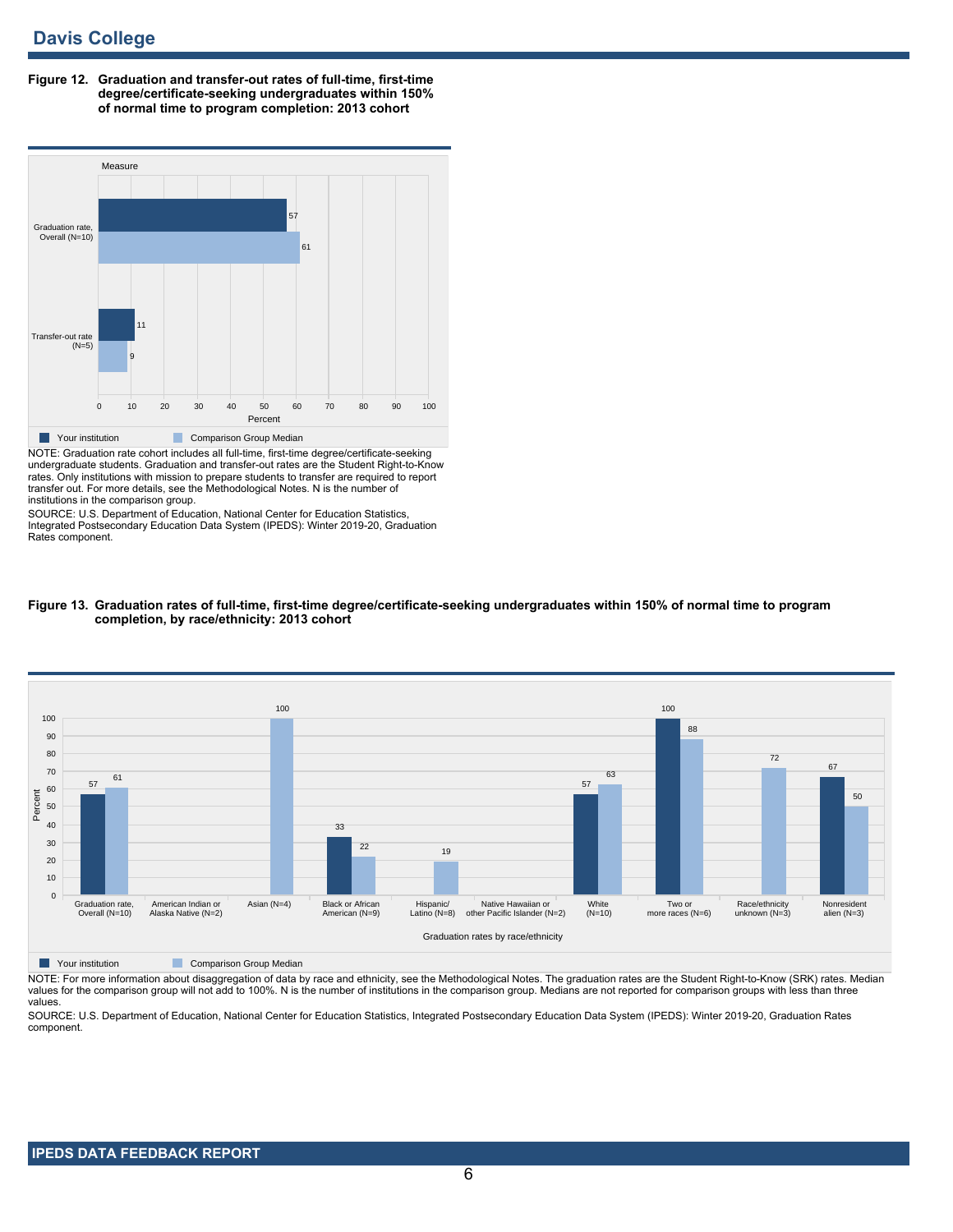## Davis College

**Figure 12. Graduation and transfer-out rates of full-time, first-time degree/certificate-seeking undergraduates within 150% of normal time to program completion: 2013 cohort**

| Measure | Your institution | Comparison Group Median |
|---|---|---|
| Graduation rate, Overall (N=10) | 57 | 61 |
| Transfer-out rate (N=5) | 11 | 9 |

NOTE: Graduation rate cohort includes all full-time, first-time degree/certificate-seeking undergraduate students. Graduation and transfer-out rates are the Student Right-to-Know rates. Only institutions with mission to prepare students to transfer are required to report transfer out. For more details, see the Methodological Notes. N is the number of institutions in the comparison group.

SOURCE: U.S. Department of Education, National Center for Education Statistics, Integrated Postsecondary Education Data System (IPEDS): Winter 2019-20, Graduation Rates component.

**Figure 13. Graduation rates of full-time, first-time degree/certificate-seeking undergraduates within 150% of normal time to program completion, by race/ethnicity: 2013 cohort**

| Graduation rates by race/ethnicity | Your institution | Comparison Group Median |
|---|---|---|
| Graduation rate, Overall (N=10) | 57 | 61 |
| American Indian or Alaska Native (N=2) | | |
| Asian (N=4) | | 100 |
| Black or African American (N=9) | 33 | 22 |
| Hispanic/ Latino (N=8) | | 19 |
| Native Hawaiian or other Pacific Islander (N=2) | | |
| White (N=10) | 57 | 63 |
| Two or more races (N=6) | 100 | 88 |
| Race/ethnicity unknown (N=3) | | 72 |
| Nonresident alien (N=3) | 67 | 50 |

NOTE: For more information about disaggregation of data by race and ethnicity, see the Methodological Notes. The graduation rates are the Student Right-to-Know (SRK) rates. Median values for the comparison group will not add to 100%. N is the number of institutions in the comparison group. Medians are not reported for comparison groups with less than three values.

SOURCE: U.S. Department of Education, National Center for Education Statistics, Integrated Postsecondary Education Data System (IPEDS): Winter 2019-20, Graduation Rates component.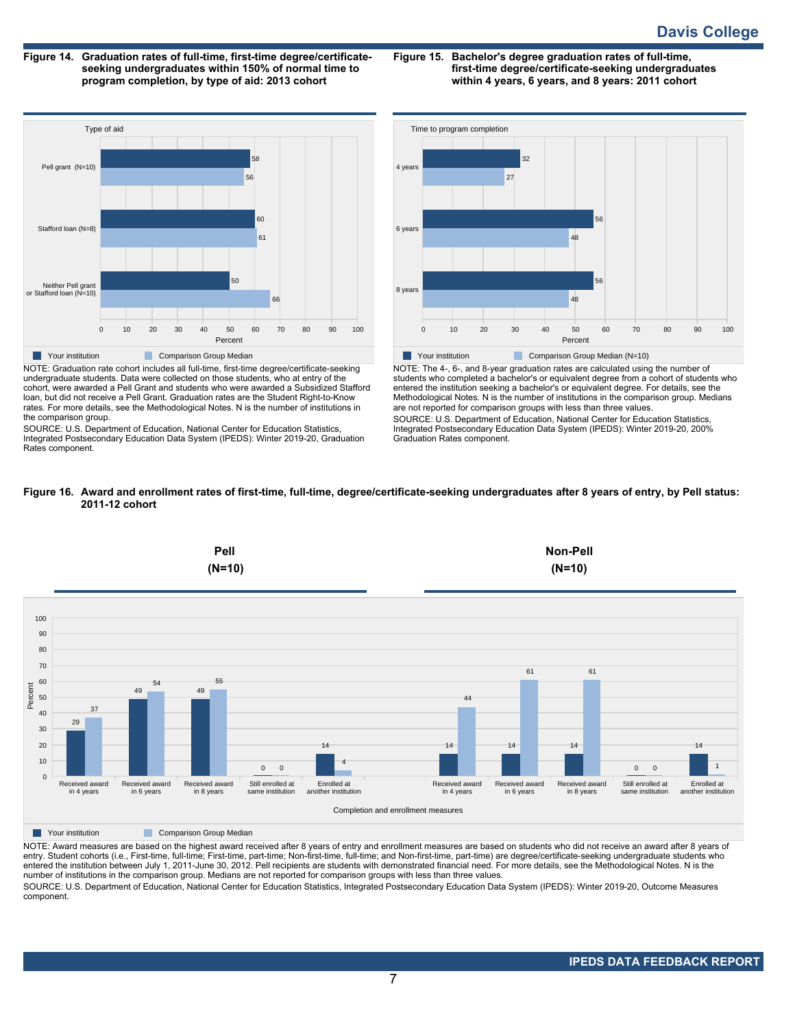**Figure 14. Graduation rates of full-time, first-time degree/certificate-seeking undergraduates within 150% of normal time to program completion, by type of aid: 2013 cohort**

| Type of aid | Your institution | Comparison Group Median |
|---|---|---|
| Pell grant (N=10) | 58 | 56 |
| Stafford loan (N=8) | 60 | 61 |
| Neither Pell grant or Stafford loan (N=10) | 50 | 66 |

NOTE: Graduation rate cohort includes all full-time, first-time degree/certificate-seeking undergraduate students. Data were collected on those students, who at entry of the cohort, were awarded a Pell Grant and students who were awarded a Subsidized Stafford loan, but did not receive a Pell Grant. Graduation rates are the Student Right-to-Know rates. For more details, see the Methodological Notes. N is the number of institutions in the comparison group.

SOURCE: U.S. Department of Education, National Center for Education Statistics, Integrated Postsecondary Education Data System (IPEDS): Winter 2019-20, Graduation Rates component.

**Figure 15. Bachelor's degree graduation rates of full-time, first-time degree/certificate-seeking undergraduates within 4 years, 6 years, and 8 years: 2011 cohort**

| Time to program completion | Your institution | Comparison Group Median (N=10) |
|---|---|---|
| 4 years | 32 | 27 |
| 6 years | 56 | 48 |
| 8 years | 56 | 48 |

NOTE: The 4-, 6-, and 8-year graduation rates are calculated using the number of students who completed a bachelor's or equivalent degree from a cohort of students who entered the institution seeking a bachelor's or equivalent degree. For details, see the Methodological Notes. N is the number of institutions in the comparison group. Medians are not reported for comparison groups with less than three values.

SOURCE: U.S. Department of Education, National Center for Education Statistics, Integrated Postsecondary Education Data System (IPEDS): Winter 2019-20, 200% Graduation Rates component.

**Figure 16. Award and enrollment rates of first-time, full-time, degree/certificate-seeking undergraduates after 8 years of entry, by Pell status: 2011-12 cohort**

| Completion and enrollment measures | Pell (N=10): Your institution | Pell (N=10): Comparison Group Median | Non-Pell (N=10): Your institution | Non-Pell (N=10): Comparison Group Median |
|---|---|---|---|---|
| Received award in 4 years | 29 | 37 | 14 | 44 |
| Received award in 6 years | 49 | 54 | 14 | 61 |
| Received award in 8 years | 49 | 55 | 14 | 61 |
| Still enrolled at same institution | 0 | 0 | 0 | 0 |
| Enrolled at another institution | 14 | 4 | 14 | 1 |

NOTE: Award measures are based on the highest award received after 8 years of entry and enrollment measures are based on students who did not receive an award after 8 years of entry. Student cohorts (i.e., First-time, full-time; First-time, part-time; Non-first-time, full-time; and Non-first-time, part-time) are degree/certificate-seeking undergraduate students who entered the institution between July 1, 2011-June 30, 2012. Pell recipients are students with demonstrated financial need. For more details, see the Methodological Notes. N is the number of institutions in the comparison group. Medians are not reported for comparison groups with less than three values.

SOURCE: U.S. Department of Education, National Center for Education Statistics, Integrated Postsecondary Education Data System (IPEDS): Winter 2019-20, Outcome Measures component.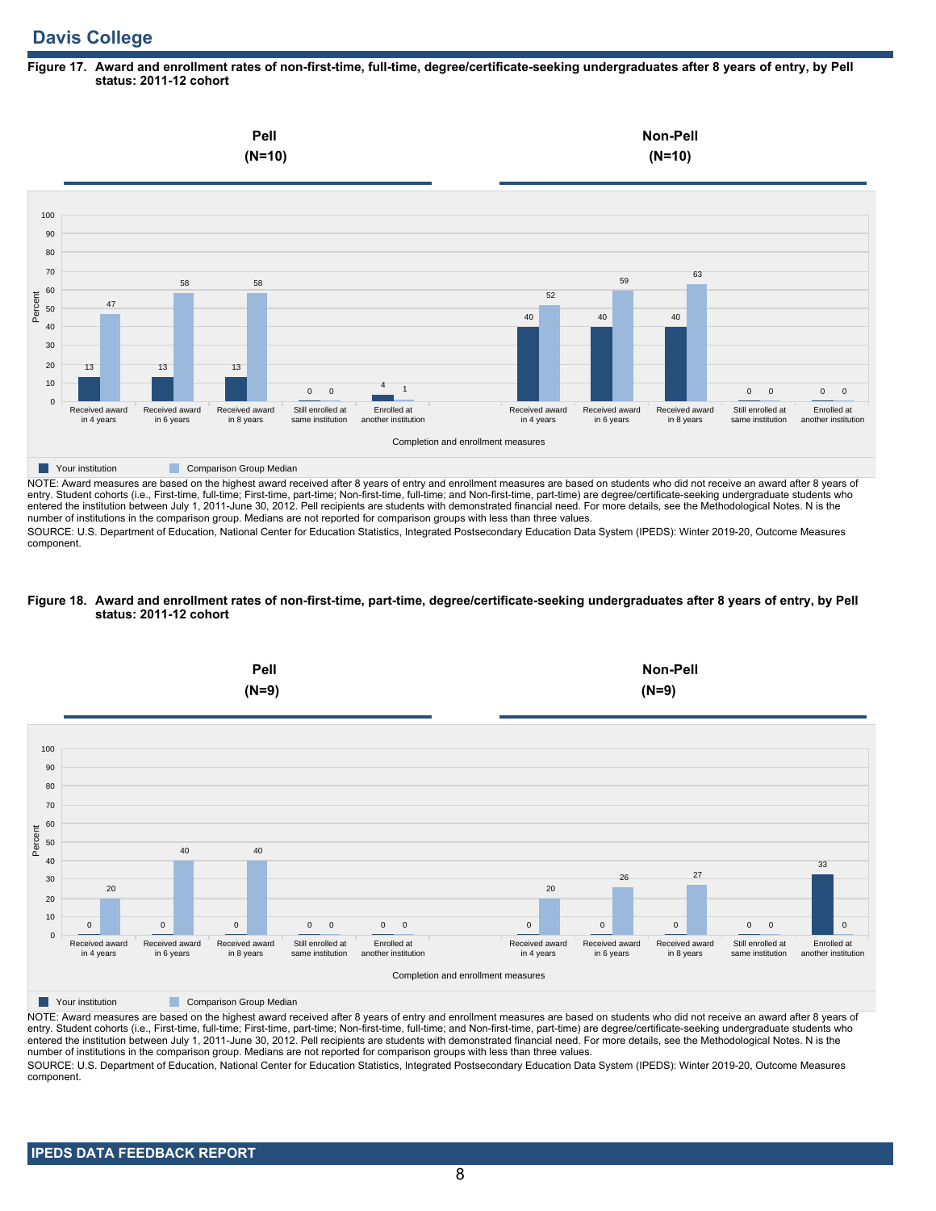# Davis College

**Figure 17. Award and enrollment rates of non-first-time, full-time, degree/certificate-seeking undergraduates after 8 years of entry, by Pell status: 2011-12 cohort**

**Pell (N=10)**

| Completion and enrollment measures | Your institution | Comparison Group Median |
|---|---|---|
| Received award in 4 years | 13 | 47 |
| Received award in 6 years | 13 | 58 |
| Received award in 8 years | 13 | 58 |
| Still enrolled at same institution | 0 | 0 |
| Enrolled at another institution | 4 | 1 |

**Non-Pell (N=10)**

| Completion and enrollment measures | Your institution | Comparison Group Median |
|---|---|---|
| Received award in 4 years | 40 | 52 |
| Received award in 6 years | 40 | 59 |
| Received award in 8 years | 40 | 63 |
| Still enrolled at same institution | 0 | 0 |
| Enrolled at another institution | 0 | 0 |

NOTE: Award measures are based on the highest award received after 8 years of entry and enrollment measures are based on students who did not receive an award after 8 years of entry. Student cohorts (i.e., First-time, full-time; First-time, part-time; Non-first-time, full-time; and Non-first-time, part-time) are degree/certificate-seeking undergraduate students who entered the institution between July 1, 2011-June 30, 2012. Pell recipients are students with demonstrated financial need. For more details, see the Methodological Notes. N is the number of institutions in the comparison group. Medians are not reported for comparison groups with less than three values.

SOURCE: U.S. Department of Education, National Center for Education Statistics, Integrated Postsecondary Education Data System (IPEDS): Winter 2019-20, Outcome Measures component.

**Figure 18. Award and enrollment rates of non-first-time, part-time, degree/certificate-seeking undergraduates after 8 years of entry, by Pell status: 2011-12 cohort**

**Pell (N=9)**

| Completion and enrollment measures | Your institution | Comparison Group Median |
|---|---|---|
| Received award in 4 years | 0 | 20 |
| Received award in 6 years | 0 | 40 |
| Received award in 8 years | 0 | 40 |
| Still enrolled at same institution | 0 | 0 |
| Enrolled at another institution | 0 | 0 |

**Non-Pell (N=9)**

| Completion and enrollment measures | Your institution | Comparison Group Median |
|---|---|---|
| Received award in 4 years | 0 | 20 |
| Received award in 6 years | 0 | 26 |
| Received award in 8 years | 0 | 27 |
| Still enrolled at same institution | 0 | 0 |
| Enrolled at another institution | 33 | 0 |

NOTE: Award measures are based on the highest award received after 8 years of entry and enrollment measures are based on students who did not receive an award after 8 years of entry. Student cohorts (i.e., First-time, full-time; First-time, part-time; Non-first-time, full-time; and Non-first-time, part-time) are degree/certificate-seeking undergraduate students who entered the institution between July 1, 2011-June 30, 2012. Pell recipients are students with demonstrated financial need. For more details, see the Methodological Notes. N is the number of institutions in the comparison group. Medians are not reported for comparison groups with less than three values.

SOURCE: U.S. Department of Education, National Center for Education Statistics, Integrated Postsecondary Education Data System (IPEDS): Winter 2019-20, Outcome Measures component.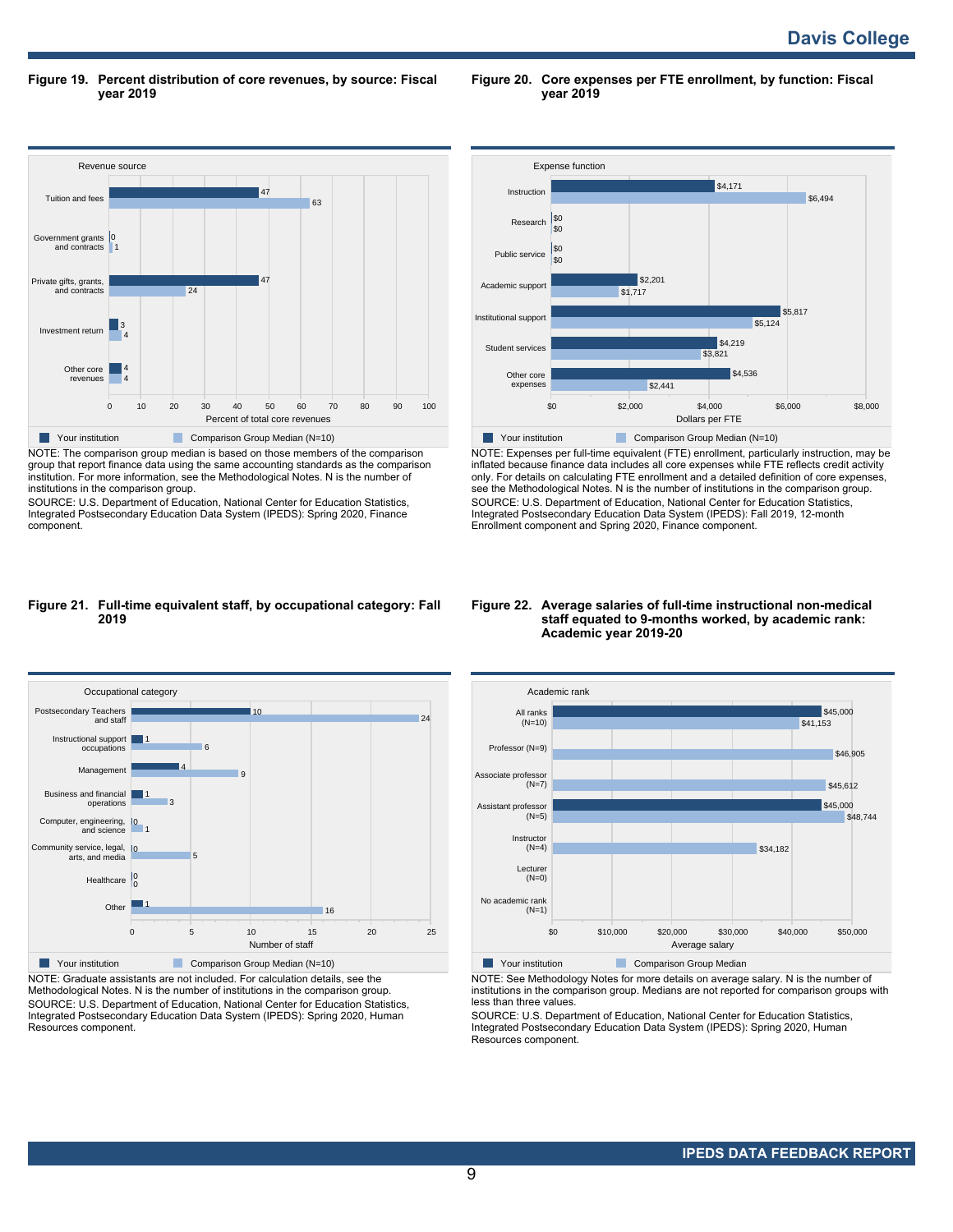# Davis College

**Figure 19. Percent distribution of core revenues, by source: Fiscal year 2019**

| Revenue source | Your institution | Comparison Group Median (N=10) |
|---|---|---|
| Tuition and fees | 47 | 63 |
| Government grants and contracts | 0 | 1 |
| Private gifts, grants, and contracts | 47 | 24 |
| Investment return | 3 | 4 |
| Other core revenues | 4 | 4 |

Percent of total core revenues

NOTE: The comparison group median is based on those members of the comparison group that report finance data using the same accounting standards as the comparison institution. For more information, see the Methodological Notes. N is the number of institutions in the comparison group.
SOURCE: U.S. Department of Education, National Center for Education Statistics, Integrated Postsecondary Education Data System (IPEDS): Spring 2020, Finance component.

**Figure 20. Core expenses per FTE enrollment, by function: Fiscal year 2019**

| Expense function | Your institution | Comparison Group Median (N=10) |
|---|---|---|
| Instruction | $4,171 | $6,494 |
| Research | $0 | $0 |
| Public service | $0 | $0 |
| Academic support | $2,201 | $1,717 |
| Institutional support | $5,817 | $5,124 |
| Student services | $4,219 | $3,821 |
| Other core expenses | $4,536 | $2,441 |

Dollars per FTE

NOTE: Expenses per full-time equivalent (FTE) enrollment, particularly instruction, may be inflated because finance data includes all core expenses while FTE reflects credit activity only. For details on calculating FTE enrollment and a detailed definition of core expenses, see the Methodological Notes. N is the number of institutions in the comparison group.
SOURCE: U.S. Department of Education, National Center for Education Statistics, Integrated Postsecondary Education Data System (IPEDS): Fall 2019, 12-month Enrollment component and Spring 2020, Finance component.

**Figure 21. Full-time equivalent staff, by occupational category: Fall 2019**

| Occupational category | Your institution | Comparison Group Median (N=10) |
|---|---|---|
| Postsecondary Teachers and staff | 10 | 24 |
| Instructional support occupations | 1 | 6 |
| Management | 4 | 9 |
| Business and financial operations | 1 | 3 |
| Computer, engineering, and science | 0 | 1 |
| Community service, legal, arts, and media | 0 | 5 |
| Healthcare | 0 | 0 |
| Other | 1 | 16 |

Number of staff

NOTE: Graduate assistants are not included. For calculation details, see the Methodological Notes. N is the number of institutions in the comparison group.
SOURCE: U.S. Department of Education, National Center for Education Statistics, Integrated Postsecondary Education Data System (IPEDS): Spring 2020, Human Resources component.

**Figure 22. Average salaries of full-time instructional non-medical staff equated to 9-months worked, by academic rank: Academic year 2019-20**

| Academic rank | Your institution | Comparison Group Median |
|---|---|---|
| All ranks (N=10) | $45,000 | $41,153 |
| Professor (N=9) | | $46,905 |
| Associate professor (N=7) | | $45,612 |
| Assistant professor (N=5) | $45,000 | $48,744 |
| Instructor (N=4) | | $34,182 |
| Lecturer (N=0) | | |
| No academic rank (N=1) | | |

Average salary

NOTE: See Methodology Notes for more details on average salary. N is the number of institutions in the comparison group. Medians are not reported for comparison groups with less than three values.
SOURCE: U.S. Department of Education, National Center for Education Statistics, Integrated Postsecondary Education Data System (IPEDS): Spring 2020, Human Resources component.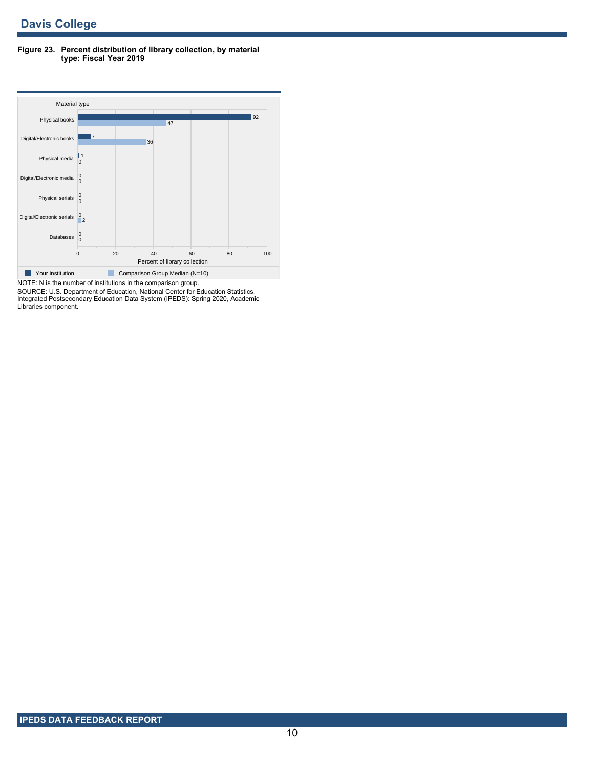**Figure 23. Percent distribution of library collection, by material type: Fiscal Year 2019**

| Material type | Your institution | Comparison Group Median (N=10) |
|---|---|---|
| Physical books | 92 | 47 |
| Digital/Electronic books | 7 | 36 |
| Physical media | 1 | 0 |
| Digital/Electronic media | 0 | 0 |
| Physical serials | 0 | 0 |
| Digital/Electronic serials | 0 | 2 |
| Databases | 0 | 0 |

Percent of library collection

NOTE: N is the number of institutions in the comparison group.

SOURCE: U.S. Department of Education, National Center for Education Statistics, Integrated Postsecondary Education Data System (IPEDS): Spring 2020, Academic Libraries component.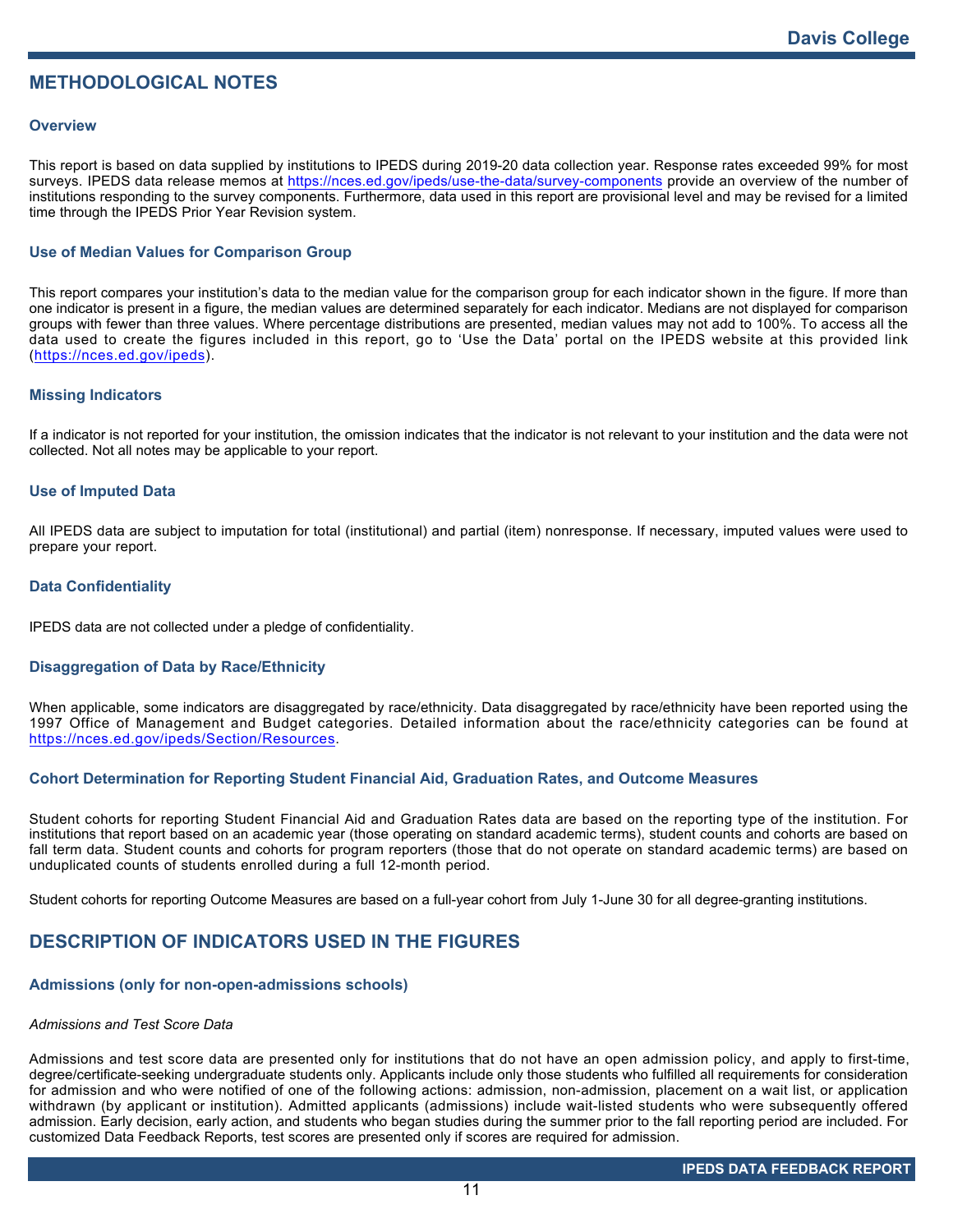## METHODOLOGICAL NOTES

### Overview

This report is based on data supplied by institutions to IPEDS during 2019-20 data collection year. Response rates exceeded 99% for most surveys. IPEDS data release memos at https://nces.ed.gov/ipeds/use-the-data/survey-components provide an overview of the number of institutions responding to the survey components. Furthermore, data used in this report are provisional level and may be revised for a limited time through the IPEDS Prior Year Revision system.

### Use of Median Values for Comparison Group

This report compares your institution's data to the median value for the comparison group for each indicator shown in the figure. If more than one indicator is present in a figure, the median values are determined separately for each indicator. Medians are not displayed for comparison groups with fewer than three values. Where percentage distributions are presented, median values may not add to 100%. To access all the data used to create the figures included in this report, go to 'Use the Data' portal on the IPEDS website at this provided link (https://nces.ed.gov/ipeds).

### Missing Indicators

If a indicator is not reported for your institution, the omission indicates that the indicator is not relevant to your institution and the data were not collected. Not all notes may be applicable to your report.

### Use of Imputed Data

All IPEDS data are subject to imputation for total (institutional) and partial (item) nonresponse. If necessary, imputed values were used to prepare your report.

### Data Confidentiality

IPEDS data are not collected under a pledge of confidentiality.

### Disaggregation of Data by Race/Ethnicity

When applicable, some indicators are disaggregated by race/ethnicity. Data disaggregated by race/ethnicity have been reported using the 1997 Office of Management and Budget categories. Detailed information about the race/ethnicity categories can be found at https://nces.ed.gov/ipeds/Section/Resources.

### Cohort Determination for Reporting Student Financial Aid, Graduation Rates, and Outcome Measures

Student cohorts for reporting Student Financial Aid and Graduation Rates data are based on the reporting type of the institution. For institutions that report based on an academic year (those operating on standard academic terms), student counts and cohorts are based on fall term data. Student counts and cohorts for program reporters (those that do not operate on standard academic terms) are based on unduplicated counts of students enrolled during a full 12-month period.

Student cohorts for reporting Outcome Measures are based on a full-year cohort from July 1-June 30 for all degree-granting institutions.

## DESCRIPTION OF INDICATORS USED IN THE FIGURES

### Admissions (only for non-open-admissions schools)

*Admissions and Test Score Data*

Admissions and test score data are presented only for institutions that do not have an open admission policy, and apply to first-time, degree/certificate-seeking undergraduate students only. Applicants include only those students who fulfilled all requirements for consideration for admission and who were notified of one of the following actions: admission, non-admission, placement on a wait list, or application withdrawn (by applicant or institution). Admitted applicants (admissions) include wait-listed students who were subsequently offered admission. Early decision, early action, and students who began studies during the summer prior to the fall reporting period are included. For customized Data Feedback Reports, test scores are presented only if scores are required for admission.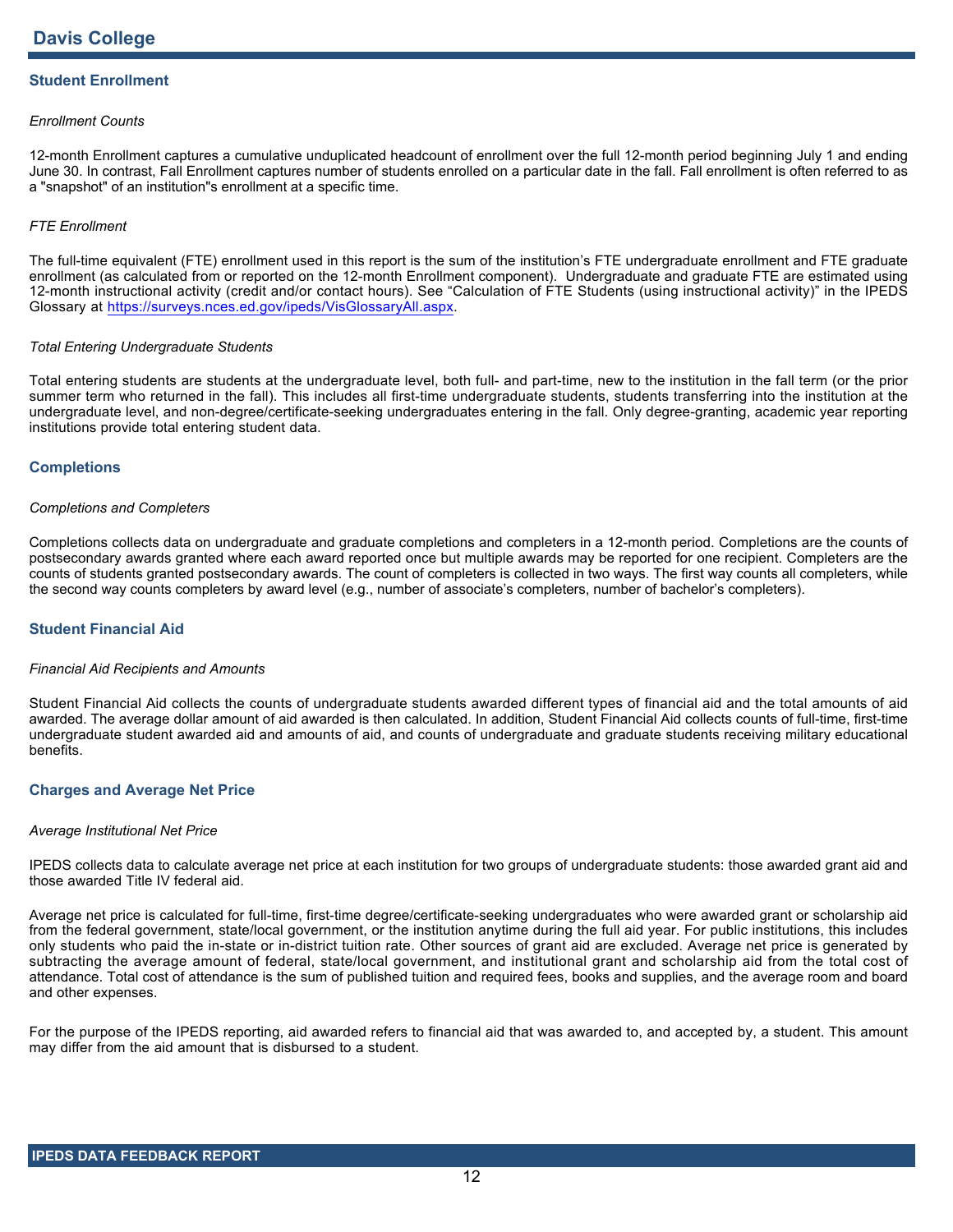# Davis College

## Student Enrollment

*Enrollment Counts*

12-month Enrollment captures a cumulative unduplicated headcount of enrollment over the full 12-month period beginning July 1 and ending June 30. In contrast, Fall Enrollment captures number of students enrolled on a particular date in the fall. Fall enrollment is often referred to as a "snapshot" of an institution"s enrollment at a specific time.

*FTE Enrollment*

The full-time equivalent (FTE) enrollment used in this report is the sum of the institution's FTE undergraduate enrollment and FTE graduate enrollment (as calculated from or reported on the 12-month Enrollment component). Undergraduate and graduate FTE are estimated using 12-month instructional activity (credit and/or contact hours). See "Calculation of FTE Students (using instructional activity)" in the IPEDS Glossary at https://surveys.nces.ed.gov/ipeds/VisGlossaryAll.aspx.

*Total Entering Undergraduate Students*

Total entering students are students at the undergraduate level, both full- and part-time, new to the institution in the fall term (or the prior summer term who returned in the fall). This includes all first-time undergraduate students, students transferring into the institution at the undergraduate level, and non-degree/certificate-seeking undergraduates entering in the fall. Only degree-granting, academic year reporting institutions provide total entering student data.

## Completions

*Completions and Completers*

Completions collects data on undergraduate and graduate completions and completers in a 12-month period. Completions are the counts of postsecondary awards granted where each award reported once but multiple awards may be reported for one recipient. Completers are the counts of students granted postsecondary awards. The count of completers is collected in two ways. The first way counts all completers, while the second way counts completers by award level (e.g., number of associate's completers, number of bachelor's completers).

## Student Financial Aid

*Financial Aid Recipients and Amounts*

Student Financial Aid collects the counts of undergraduate students awarded different types of financial aid and the total amounts of aid awarded. The average dollar amount of aid awarded is then calculated. In addition, Student Financial Aid collects counts of full-time, first-time undergraduate student awarded aid and amounts of aid, and counts of undergraduate and graduate students receiving military educational benefits.

## Charges and Average Net Price

*Average Institutional Net Price*

IPEDS collects data to calculate average net price at each institution for two groups of undergraduate students: those awarded grant aid and those awarded Title IV federal aid.

Average net price is calculated for full-time, first-time degree/certificate-seeking undergraduates who were awarded grant or scholarship aid from the federal government, state/local government, or the institution anytime during the full aid year. For public institutions, this includes only students who paid the in-state or in-district tuition rate. Other sources of grant aid are excluded. Average net price is generated by subtracting the average amount of federal, state/local government, and institutional grant and scholarship aid from the total cost of attendance. Total cost of attendance is the sum of published tuition and required fees, books and supplies, and the average room and board and other expenses.

For the purpose of the IPEDS reporting, aid awarded refers to financial aid that was awarded to, and accepted by, a student. This amount may differ from the aid amount that is disbursed to a student.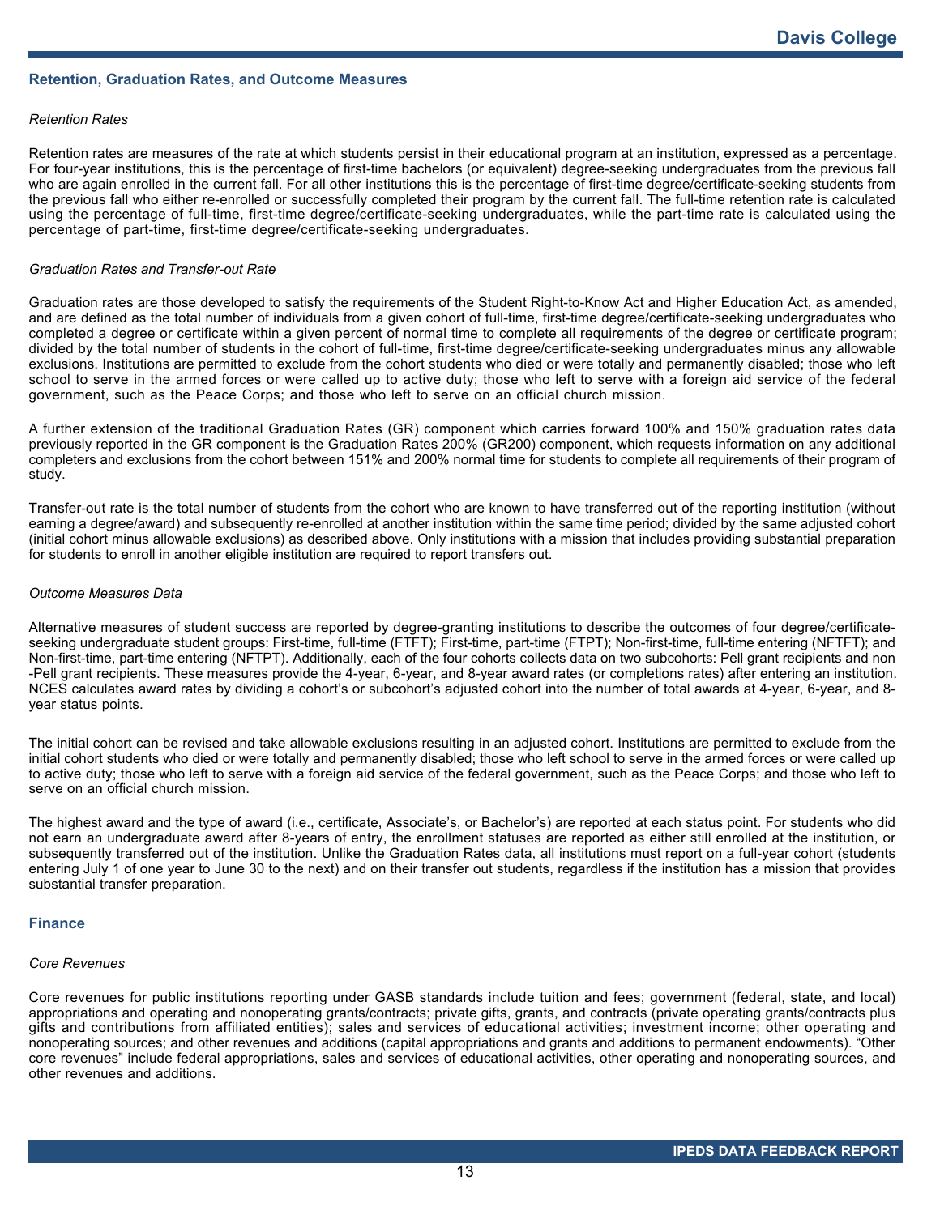## Retention, Graduation Rates, and Outcome Measures

*Retention Rates*

Retention rates are measures of the rate at which students persist in their educational program at an institution, expressed as a percentage. For four-year institutions, this is the percentage of first-time bachelors (or equivalent) degree-seeking undergraduates from the previous fall who are again enrolled in the current fall. For all other institutions this is the percentage of first-time degree/certificate-seeking students from the previous fall who either re-enrolled or successfully completed their program by the current fall. The full-time retention rate is calculated using the percentage of full-time, first-time degree/certificate-seeking undergraduates, while the part-time rate is calculated using the percentage of part-time, first-time degree/certificate-seeking undergraduates.

*Graduation Rates and Transfer-out Rate*

Graduation rates are those developed to satisfy the requirements of the Student Right-to-Know Act and Higher Education Act, as amended, and are defined as the total number of individuals from a given cohort of full-time, first-time degree/certificate-seeking undergraduates who completed a degree or certificate within a given percent of normal time to complete all requirements of the degree or certificate program; divided by the total number of students in the cohort of full-time, first-time degree/certificate-seeking undergraduates minus any allowable exclusions. Institutions are permitted to exclude from the cohort students who died or were totally and permanently disabled; those who left school to serve in the armed forces or were called up to active duty; those who left to serve with a foreign aid service of the federal government, such as the Peace Corps; and those who left to serve on an official church mission.

A further extension of the traditional Graduation Rates (GR) component which carries forward 100% and 150% graduation rates data previously reported in the GR component is the Graduation Rates 200% (GR200) component, which requests information on any additional completers and exclusions from the cohort between 151% and 200% normal time for students to complete all requirements of their program of study.

Transfer-out rate is the total number of students from the cohort who are known to have transferred out of the reporting institution (without earning a degree/award) and subsequently re-enrolled at another institution within the same time period; divided by the same adjusted cohort (initial cohort minus allowable exclusions) as described above. Only institutions with a mission that includes providing substantial preparation for students to enroll in another eligible institution are required to report transfers out.

*Outcome Measures Data*

Alternative measures of student success are reported by degree-granting institutions to describe the outcomes of four degree/certificate-seeking undergraduate student groups: First-time, full-time (FTFT); First-time, part-time (FTPT); Non-first-time, full-time entering (NFTFT); and Non-first-time, part-time entering (NFTPT). Additionally, each of the four cohorts collects data on two subcohorts: Pell grant recipients and non -Pell grant recipients. These measures provide the 4-year, 6-year, and 8-year award rates (or completions rates) after entering an institution. NCES calculates award rates by dividing a cohort's or subcohort's adjusted cohort into the number of total awards at 4-year, 6-year, and 8-year status points.

The initial cohort can be revised and take allowable exclusions resulting in an adjusted cohort. Institutions are permitted to exclude from the initial cohort students who died or were totally and permanently disabled; those who left school to serve in the armed forces or were called up to active duty; those who left to serve with a foreign aid service of the federal government, such as the Peace Corps; and those who left to serve on an official church mission.

The highest award and the type of award (i.e., certificate, Associate's, or Bachelor's) are reported at each status point. For students who did not earn an undergraduate award after 8-years of entry, the enrollment statuses are reported as either still enrolled at the institution, or subsequently transferred out of the institution. Unlike the Graduation Rates data, all institutions must report on a full-year cohort (students entering July 1 of one year to June 30 to the next) and on their transfer out students, regardless if the institution has a mission that provides substantial transfer preparation.

## Finance

*Core Revenues*

Core revenues for public institutions reporting under GASB standards include tuition and fees; government (federal, state, and local) appropriations and operating and nonoperating grants/contracts; private gifts, grants, and contracts (private operating grants/contracts plus gifts and contributions from affiliated entities); sales and services of educational activities; investment income; other operating and nonoperating sources; and other revenues and additions (capital appropriations and grants and additions to permanent endowments). "Other core revenues" include federal appropriations, sales and services of educational activities, other operating and nonoperating sources, and other revenues and additions.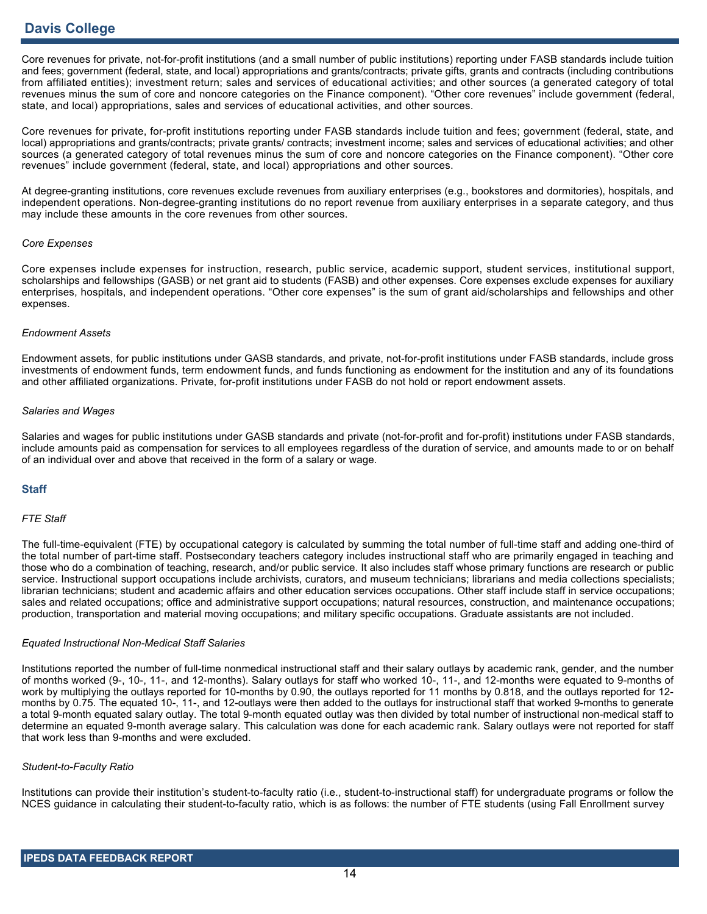Core revenues for private, not-for-profit institutions (and a small number of public institutions) reporting under FASB standards include tuition and fees; government (federal, state, and local) appropriations and grants/contracts; private gifts, grants and contracts (including contributions from affiliated entities); investment return; sales and services of educational activities; and other sources (a generated category of total revenues minus the sum of core and noncore categories on the Finance component). “Other core revenues” include government (federal, state, and local) appropriations, sales and services of educational activities, and other sources.

Core revenues for private, for-profit institutions reporting under FASB standards include tuition and fees; government (federal, state, and local) appropriations and grants/contracts; private grants/ contracts; investment income; sales and services of educational activities; and other sources (a generated category of total revenues minus the sum of core and noncore categories on the Finance component). “Other core revenues” include government (federal, state, and local) appropriations and other sources.

At degree-granting institutions, core revenues exclude revenues from auxiliary enterprises (e.g., bookstores and dormitories), hospitals, and independent operations. Non-degree-granting institutions do no report revenue from auxiliary enterprises in a separate category, and thus may include these amounts in the core revenues from other sources.

*Core Expenses*

Core expenses include expenses for instruction, research, public service, academic support, student services, institutional support, scholarships and fellowships (GASB) or net grant aid to students (FASB) and other expenses. Core expenses exclude expenses for auxiliary enterprises, hospitals, and independent operations. “Other core expenses” is the sum of grant aid/scholarships and fellowships and other expenses.

*Endowment Assets*

Endowment assets, for public institutions under GASB standards, and private, not-for-profit institutions under FASB standards, include gross investments of endowment funds, term endowment funds, and funds functioning as endowment for the institution and any of its foundations and other affiliated organizations. Private, for-profit institutions under FASB do not hold or report endowment assets.

*Salaries and Wages*

Salaries and wages for public institutions under GASB standards and private (not-for-profit and for-profit) institutions under FASB standards, include amounts paid as compensation for services to all employees regardless of the duration of service, and amounts made to or on behalf of an individual over and above that received in the form of a salary or wage.

## Staff

*FTE Staff*

The full-time-equivalent (FTE) by occupational category is calculated by summing the total number of full-time staff and adding one-third of the total number of part-time staff. Postsecondary teachers category includes instructional staff who are primarily engaged in teaching and those who do a combination of teaching, research, and/or public service. It also includes staff whose primary functions are research or public service. Instructional support occupations include archivists, curators, and museum technicians; librarians and media collections specialists; librarian technicians; student and academic affairs and other education services occupations. Other staff include staff in service occupations; sales and related occupations; office and administrative support occupations; natural resources, construction, and maintenance occupations; production, transportation and material moving occupations; and military specific occupations. Graduate assistants are not included.

*Equated Instructional Non-Medical Staff Salaries*

Institutions reported the number of full-time nonmedical instructional staff and their salary outlays by academic rank, gender, and the number of months worked (9-, 10-, 11-, and 12-months). Salary outlays for staff who worked 10-, 11-, and 12-months were equated to 9-months of work by multiplying the outlays reported for 10-months by 0.90, the outlays reported for 11 months by 0.818, and the outlays reported for 12-months by 0.75. The equated 10-, 11-, and 12-outlays were then added to the outlays for instructional staff that worked 9-months to generate a total 9-month equated salary outlay. The total 9-month equated outlay was then divided by total number of instructional non-medical staff to determine an equated 9-month average salary. This calculation was done for each academic rank. Salary outlays were not reported for staff that work less than 9-months and were excluded.

*Student-to-Faculty Ratio*

Institutions can provide their institution’s student-to-faculty ratio (i.e., student-to-instructional staff) for undergraduate programs or follow the NCES guidance in calculating their student-to-faculty ratio, which is as follows: the number of FTE students (using Fall Enrollment survey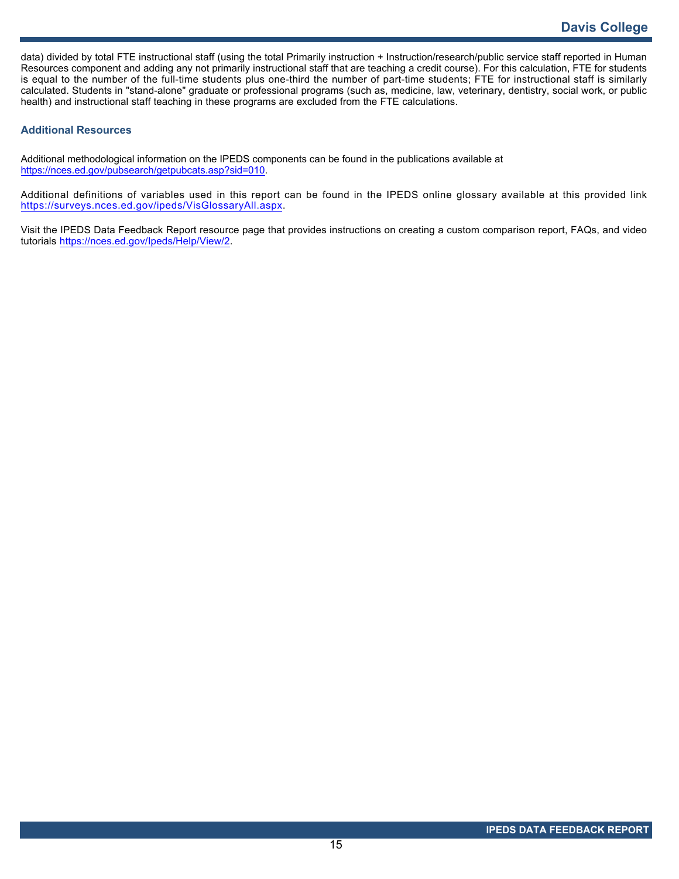data) divided by total FTE instructional staff (using the total Primarily instruction + Instruction/research/public service staff reported in Human Resources component and adding any not primarily instructional staff that are teaching a credit course). For this calculation, FTE for students is equal to the number of the full-time students plus one-third the number of part-time students; FTE for instructional staff is similarly calculated. Students in "stand-alone" graduate or professional programs (such as, medicine, law, veterinary, dentistry, social work, or public health) and instructional staff teaching in these programs are excluded from the FTE calculations.

### Additional Resources

Additional methodological information on the IPEDS components can be found in the publications available at https://nces.ed.gov/pubsearch/getpubcats.asp?sid=010.

Additional definitions of variables used in this report can be found in the IPEDS online glossary available at this provided link https://surveys.nces.ed.gov/ipeds/VisGlossaryAll.aspx.

Visit the IPEDS Data Feedback Report resource page that provides instructions on creating a custom comparison report, FAQs, and video tutorials https://nces.ed.gov/Ipeds/Help/View/2.